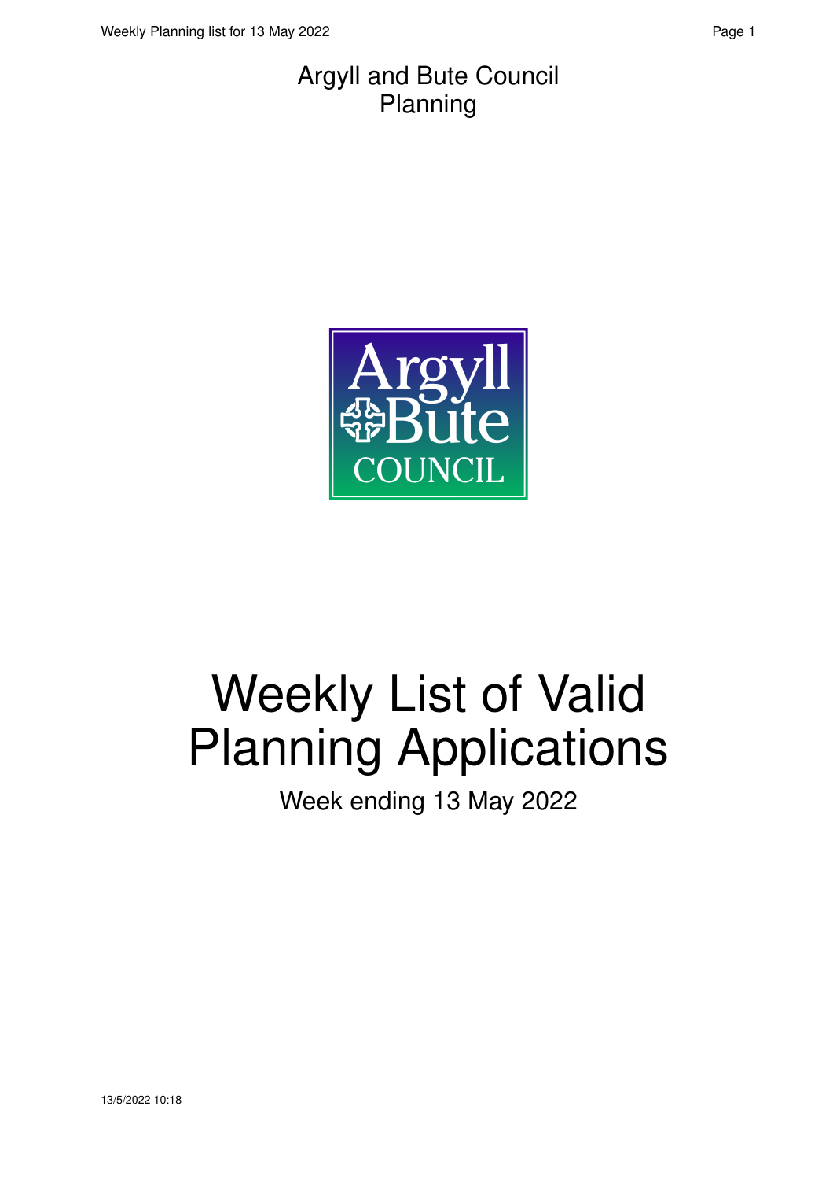Argyll and Bute Council
Planning

# Weekly List of Valid Planning Applications

Week ending 13 May 2022

13/5/2022 10:18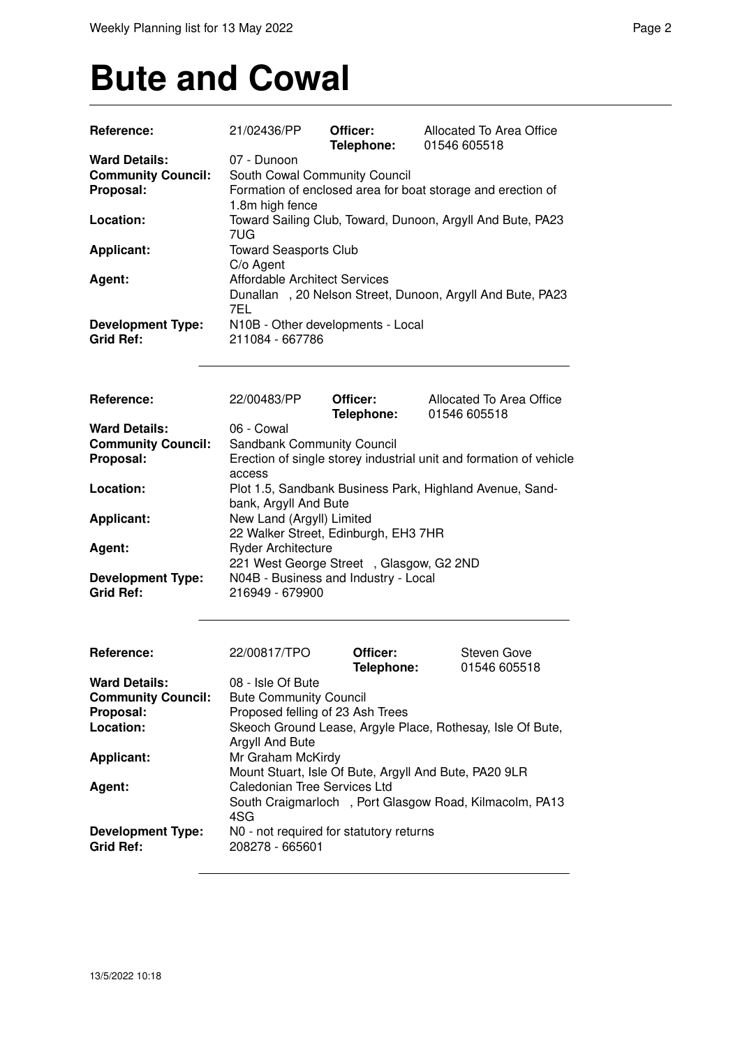# Bute and Cowal

| | | | |
|---|---|---|---|
| **Reference:** | 21/02436/PP | **Officer:** **Telephone:** | Allocated To Area Office 01546 605518 |
| **Ward Details:** | 07 - Dunoon | | |
| **Community Council:** | South Cowal Community Council | | |
| **Proposal:** | Formation of enclosed area for boat storage and erection of 1.8m high fence | | |
| **Location:** | Toward Sailing Club, Toward, Dunoon, Argyll And Bute, PA23 7UG | | |
| **Applicant:** | Toward Seasports Club C/o Agent | | |
| **Agent:** | Affordable Architect Services Dunallan , 20 Nelson Street, Dunoon, Argyll And Bute, PA23 7EL | | |
| **Development Type:** | N10B - Other developments - Local | | |
| **Grid Ref:** | 211084 - 667786 | | |

| | | | |
|---|---|---|---|
| **Reference:** | 22/00483/PP | **Officer:** **Telephone:** | Allocated To Area Office 01546 605518 |
| **Ward Details:** | 06 - Cowal | | |
| **Community Council:** | Sandbank Community Council | | |
| **Proposal:** | Erection of single storey industrial unit and formation of vehicle access | | |
| **Location:** | Plot 1.5, Sandbank Business Park, Highland Avenue, Sandbank, Argyll And Bute | | |
| **Applicant:** | New Land (Argyll) Limited 22 Walker Street, Edinburgh, EH3 7HR | | |
| **Agent:** | Ryder Architecture 221 West George Street , Glasgow, G2 2ND | | |
| **Development Type:** | N04B - Business and Industry - Local | | |
| **Grid Ref:** | 216949 - 679900 | | |

| | | | |
|---|---|---|---|
| **Reference:** | 22/00817/TPO | **Officer:** **Telephone:** | Steven Gove 01546 605518 |
| **Ward Details:** | 08 - Isle Of Bute | | |
| **Community Council:** | Bute Community Council | | |
| **Proposal:** | Proposed felling of 23 Ash Trees | | |
| **Location:** | Skeoch Ground Lease, Argyle Place, Rothesay, Isle Of Bute, Argyll And Bute | | |
| **Applicant:** | Mr Graham McKirdy Mount Stuart, Isle Of Bute, Argyll And Bute, PA20 9LR | | |
| **Agent:** | Caledonian Tree Services Ltd South Craigmarloch , Port Glasgow Road, Kilmacolm, PA13 4SG | | |
| **Development Type:** | N0 - not required for statutory returns | | |
| **Grid Ref:** | 208278 - 665601 | | |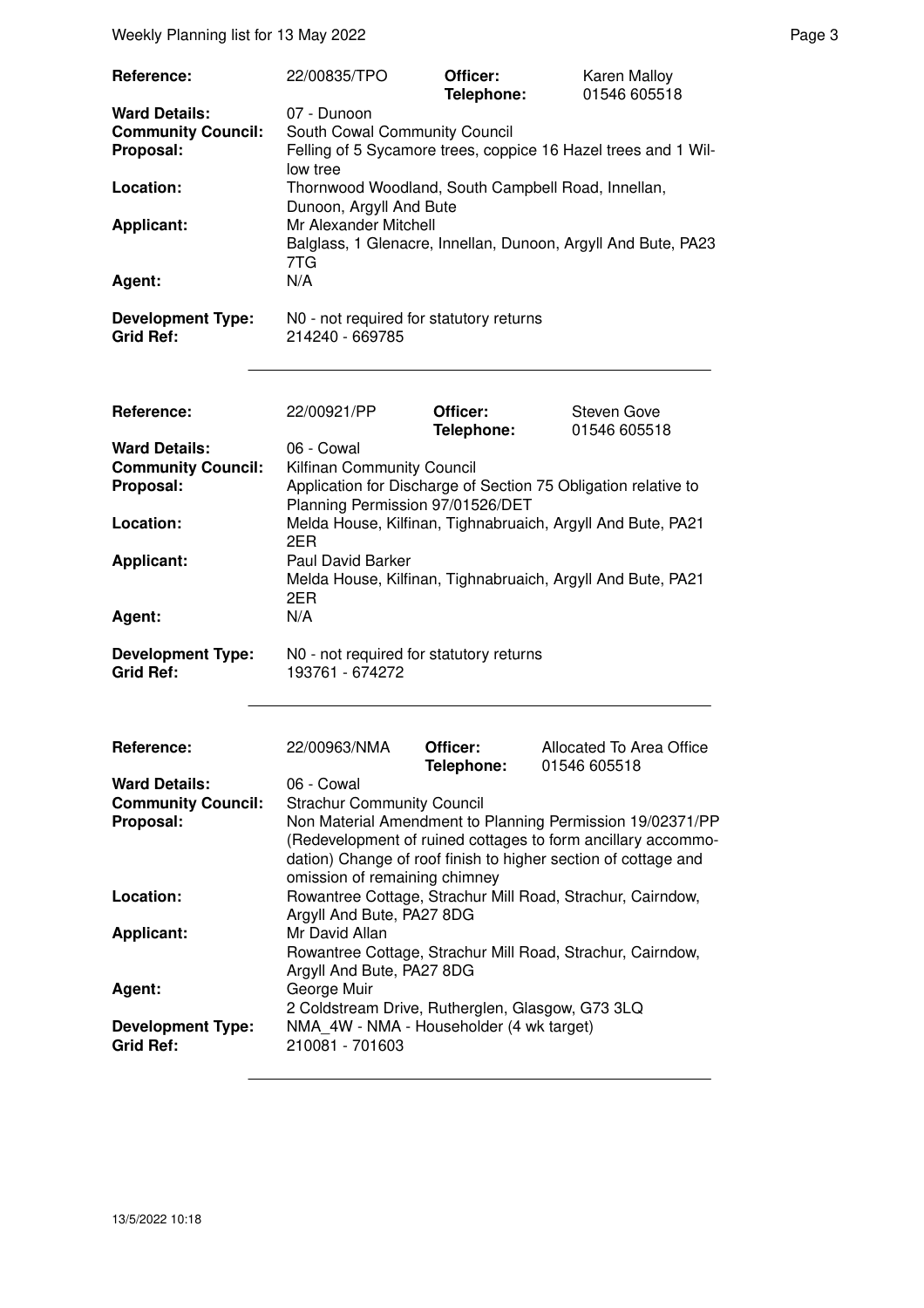| Reference: | 22/00835/TPO | Officer: Telephone: | Karen Malloy 01546 605518 |
|---|---|---|---|
| **Ward Details:** | 07 - Dunoon | | |
| **Community Council:** | South Cowal Community Council | | |
| **Proposal:** | Felling of 5 Sycamore trees, coppice 16 Hazel trees and 1 Willow tree | | |
| **Location:** | Thornwood Woodland, South Campbell Road, Innellan, Dunoon, Argyll And Bute | | |
| **Applicant:** | Mr Alexander Mitchell<br>Balglass, 1 Glenacre, Innellan, Dunoon, Argyll And Bute, PA23 7TG | | |
| **Agent:** | N/A | | |
| **Development Type:** | N0 - not required for statutory returns | | |
| **Grid Ref:** | 214240 - 669785 | | |

| Reference: | 22/00921/PP | Officer: Telephone: | Steven Gove 01546 605518 |
|---|---|---|---|
| **Ward Details:** | 06 - Cowal | | |
| **Community Council:** | Kilfinan Community Council | | |
| **Proposal:** | Application for Discharge of Section 75 Obligation relative to Planning Permission 97/01526/DET | | |
| **Location:** | Melda House, Kilfinan, Tighnabruaich, Argyll And Bute, PA21 2ER | | |
| **Applicant:** | Paul David Barker<br>Melda House, Kilfinan, Tighnabruaich, Argyll And Bute, PA21 2ER | | |
| **Agent:** | N/A | | |
| **Development Type:** | N0 - not required for statutory returns | | |
| **Grid Ref:** | 193761 - 674272 | | |

| Reference: | 22/00963/NMA | Officer: Telephone: | Allocated To Area Office 01546 605518 |
|---|---|---|---|
| **Ward Details:** | 06 - Cowal | | |
| **Community Council:** | Strachur Community Council | | |
| **Proposal:** | Non Material Amendment to Planning Permission 19/02371/PP (Redevelopment of ruined cottages to form ancillary accommodation) Change of roof finish to higher section of cottage and omission of remaining chimney | | |
| **Location:** | Rowantree Cottage, Strachur Mill Road, Strachur, Cairndow, Argyll And Bute, PA27 8DG | | |
| **Applicant:** | Mr David Allan<br>Rowantree Cottage, Strachur Mill Road, Strachur, Cairndow, Argyll And Bute, PA27 8DG | | |
| **Agent:** | George Muir<br>2 Coldstream Drive, Rutherglen, Glasgow, G73 3LQ | | |
| **Development Type:** | NMA_4W - NMA - Householder (4 wk target) | | |
| **Grid Ref:** | 210081 - 701603 | | |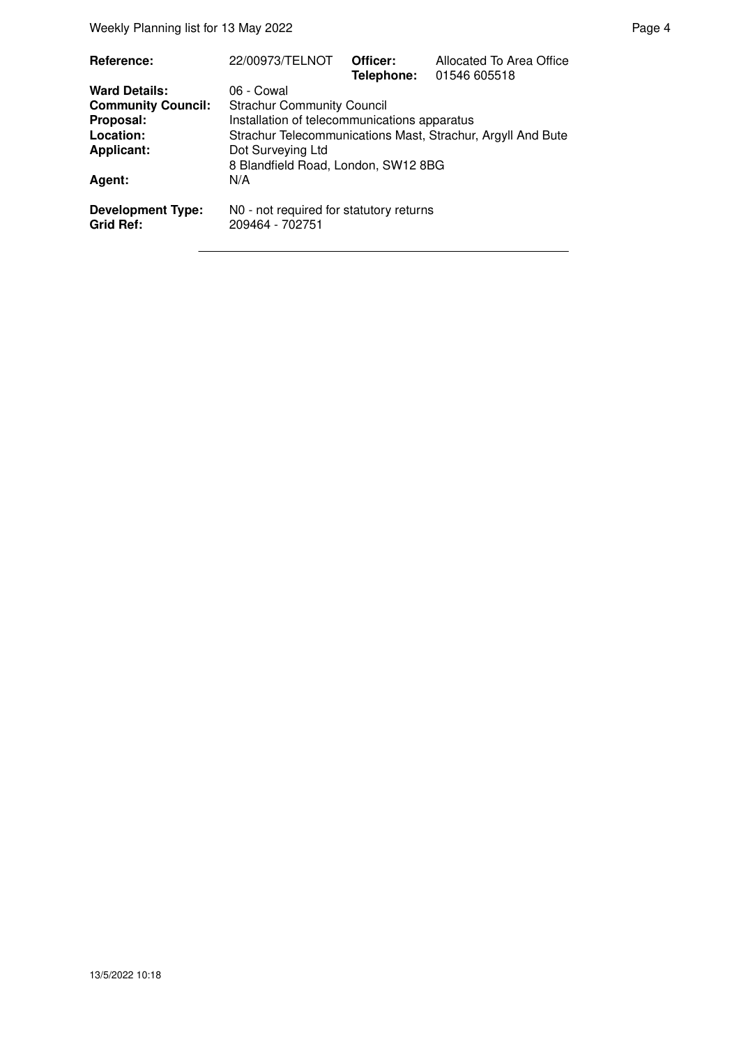| | | | |
|---|---|---|---|
| **Reference:** | 22/00973/TELNOT | **Officer:** | Allocated To Area Office |
| | | **Telephone:** | 01546 605518 |
| **Ward Details:** | 06 - Cowal | | |
| **Community Council:** | Strachur Community Council | | |
| **Proposal:** | Installation of telecommunications apparatus | | |
| **Location:** | Strachur Telecommunications Mast, Strachur, Argyll And Bute | | |
| **Applicant:** | Dot Surveying Ltd<br>8 Blandfield Road, London, SW12 8BG | | |
| **Agent:** | N/A | | |
| **Development Type:** | N0 - not required for statutory returns | | |
| **Grid Ref:** | 209464 - 702751 | | |

13/5/2022 10:18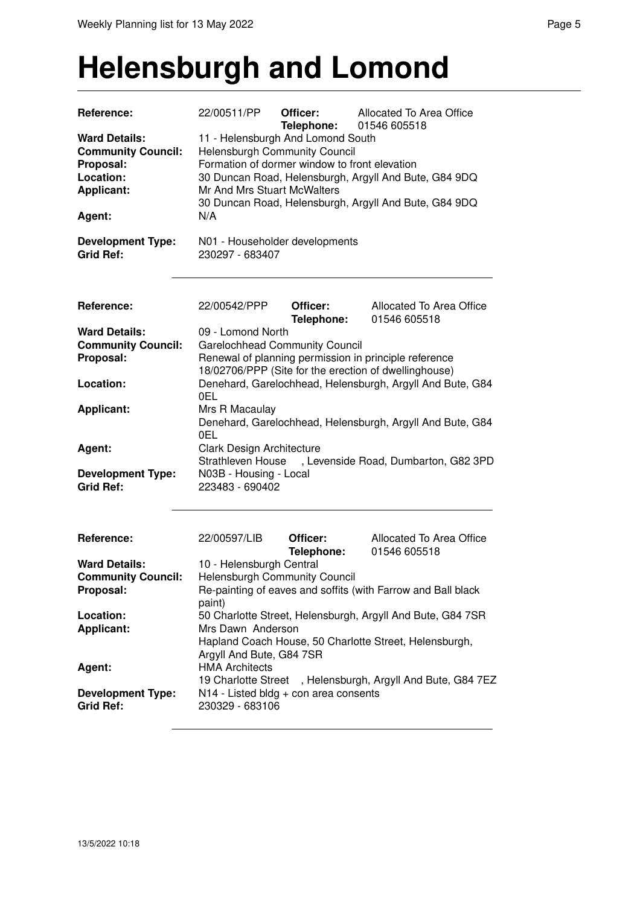# Helensburgh and Lomond

| | | | |
|---|---|---|---|
| **Reference:** | 22/00511/PP | **Officer:** | Allocated To Area Office |
| | | **Telephone:** | 01546 605518 |
| **Ward Details:** | 11 - Helensburgh And Lomond South | | |
| **Community Council:** | Helensburgh Community Council | | |
| **Proposal:** | Formation of dormer window to front elevation | | |
| **Location:** | 30 Duncan Road, Helensburgh, Argyll And Bute, G84 9DQ | | |
| **Applicant:** | Mr And Mrs Stuart McWalters<br>30 Duncan Road, Helensburgh, Argyll And Bute, G84 9DQ | | |
| **Agent:** | N/A | | |
| **Development Type:** | N01 - Householder developments | | |
| **Grid Ref:** | 230297 - 683407 | | |

---

| | | | |
|---|---|---|---|
| **Reference:** | 22/00542/PPP | **Officer:** | Allocated To Area Office |
| | | **Telephone:** | 01546 605518 |
| **Ward Details:** | 09 - Lomond North | | |
| **Community Council:** | Garelochhead Community Council | | |
| **Proposal:** | Renewal of planning permission in principle reference 18/02706/PPP (Site for the erection of dwellinghouse) | | |
| **Location:** | Denehard, Garelochhead, Helensburgh, Argyll And Bute, G84 0EL | | |
| **Applicant:** | Mrs R Macaulay<br>Denehard, Garelochhead, Helensburgh, Argyll And Bute, G84 0EL | | |
| **Agent:** | Clark Design Architecture<br>Strathleven House , Levenside Road, Dumbarton, G82 3PD | | |
| **Development Type:** | N03B - Housing - Local | | |
| **Grid Ref:** | 223483 - 690402 | | |

---

| | | | |
|---|---|---|---|
| **Reference:** | 22/00597/LIB | **Officer:** | Allocated To Area Office |
| | | **Telephone:** | 01546 605518 |
| **Ward Details:** | 10 - Helensburgh Central | | |
| **Community Council:** | Helensburgh Community Council | | |
| **Proposal:** | Re-painting of eaves and soffits (with Farrow and Ball black paint) | | |
| **Location:** | 50 Charlotte Street, Helensburgh, Argyll And Bute, G84 7SR | | |
| **Applicant:** | Mrs Dawn Anderson<br>Hapland Coach House, 50 Charlotte Street, Helensburgh, Argyll And Bute, G84 7SR | | |
| **Agent:** | HMA Architects<br>19 Charlotte Street , Helensburgh, Argyll And Bute, G84 7EZ | | |
| **Development Type:** | N14 - Listed bldg + con area consents | | |
| **Grid Ref:** | 230329 - 683106 | | |

---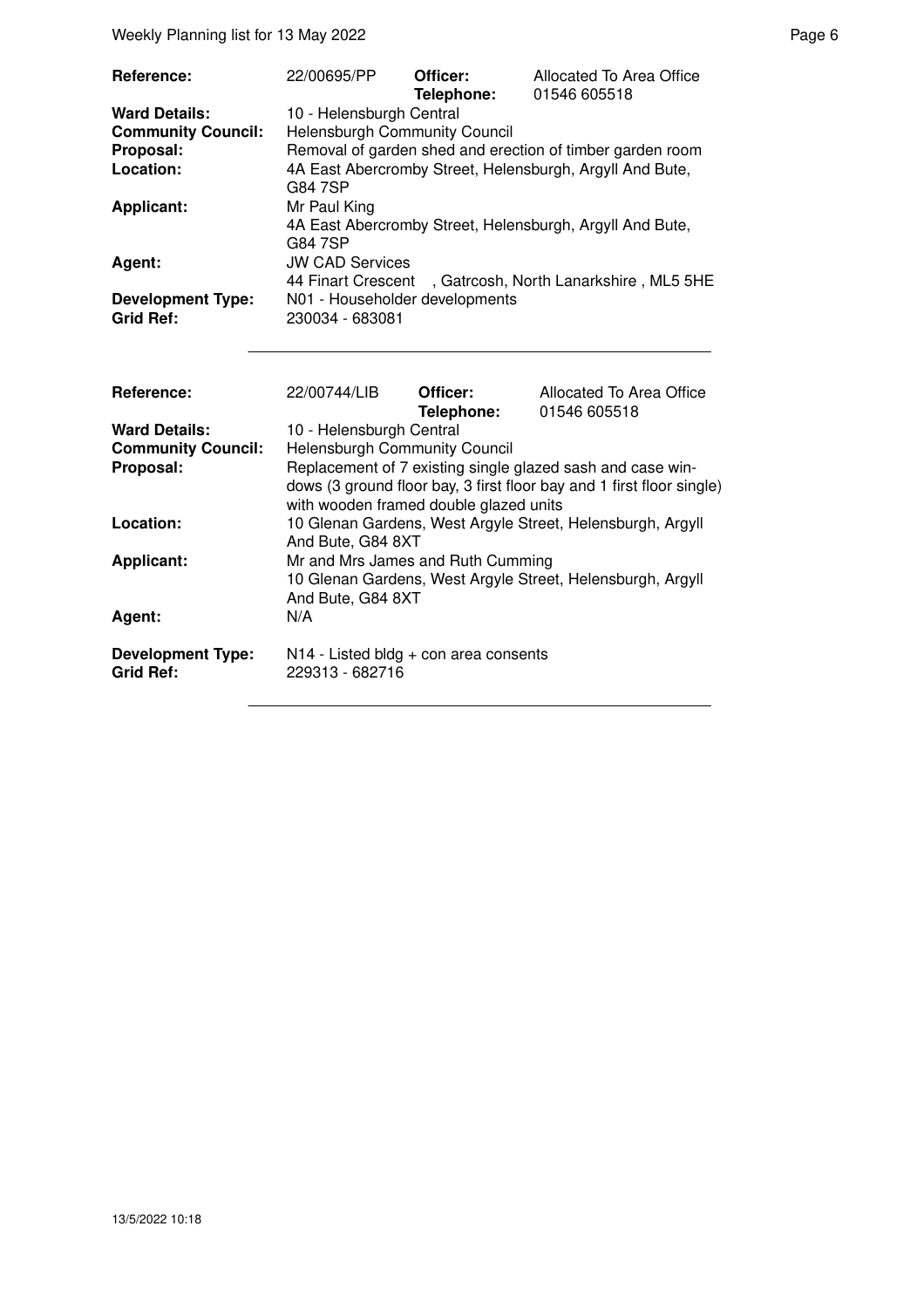| Reference: | 22/00695/PP | Officer: Telephone: | Allocated To Area Office 01546 605518 |
|---|---|---|---|
| Ward Details: | 10 - Helensburgh Central | | |
| Community Council: | Helensburgh Community Council | | |
| Proposal: | Removal of garden shed and erection of timber garden room | | |
| Location: | 4A East Abercromby Street, Helensburgh, Argyll And Bute, G84 7SP | | |
| Applicant: | Mr Paul King<br>4A East Abercromby Street, Helensburgh, Argyll And Bute, G84 7SP | | |
| Agent: | JW CAD Services<br>44 Finart Crescent , Gatrcosh, North Lanarkshire , ML5 5HE | | |
| Development Type: | N01 - Householder developments | | |
| Grid Ref: | 230034 - 683081 | | |

| Reference: | 22/00744/LIB | Officer: Telephone: | Allocated To Area Office 01546 605518 |
|---|---|---|---|
| Ward Details: | 10 - Helensburgh Central | | |
| Community Council: | Helensburgh Community Council | | |
| Proposal: | Replacement of 7 existing single glazed sash and case windows (3 ground floor bay, 3 first floor bay and 1 first floor single) with wooden framed double glazed units | | |
| Location: | 10 Glenan Gardens, West Argyle Street, Helensburgh, Argyll And Bute, G84 8XT | | |
| Applicant: | Mr and Mrs James and Ruth Cumming<br>10 Glenan Gardens, West Argyle Street, Helensburgh, Argyll And Bute, G84 8XT | | |
| Agent: | N/A | | |
| Development Type: | N14 - Listed bldg + con area consents | | |
| Grid Ref: | 229313 - 682716 | | |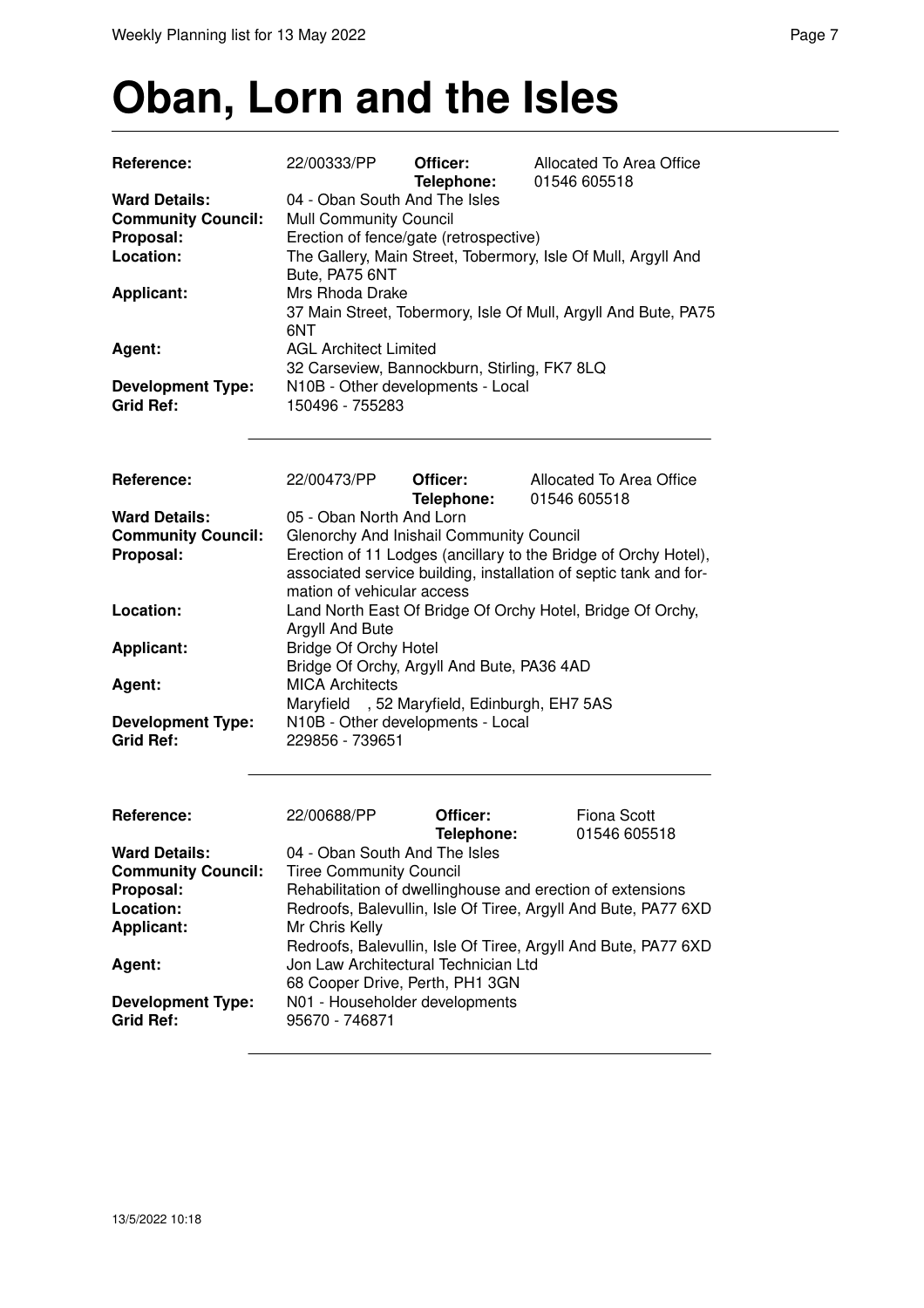# Oban, Lorn and the Isles

| | | | |
|---|---|---|---|
| **Reference:** | 22/00333/PP | **Officer:** | Allocated To Area Office |
| | | **Telephone:** | 01546 605518 |
| **Ward Details:** | 04 - Oban South And The Isles | | |
| **Community Council:** | Mull Community Council | | |
| **Proposal:** | Erection of fence/gate (retrospective) | | |
| **Location:** | The Gallery, Main Street, Tobermory, Isle Of Mull, Argyll And Bute, PA75 6NT | | |
| **Applicant:** | Mrs Rhoda Drake<br>37 Main Street, Tobermory, Isle Of Mull, Argyll And Bute, PA75 6NT | | |
| **Agent:** | AGL Architect Limited<br>32 Carseview, Bannockburn, Stirling, FK7 8LQ | | |
| **Development Type:** | N10B - Other developments - Local | | |
| **Grid Ref:** | 150496 - 755283 | | |

| | | | |
|---|---|---|---|
| **Reference:** | 22/00473/PP | **Officer:** | Allocated To Area Office |
| | | **Telephone:** | 01546 605518 |
| **Ward Details:** | 05 - Oban North And Lorn | | |
| **Community Council:** | Glenorchy And Inishail Community Council | | |
| **Proposal:** | Erection of 11 Lodges (ancillary to the Bridge of Orchy Hotel), associated service building, installation of septic tank and formation of vehicular access | | |
| **Location:** | Land North East Of Bridge Of Orchy Hotel, Bridge Of Orchy, Argyll And Bute | | |
| **Applicant:** | Bridge Of Orchy Hotel<br>Bridge Of Orchy, Argyll And Bute, PA36 4AD | | |
| **Agent:** | MICA Architects<br>Maryfield , 52 Maryfield, Edinburgh, EH7 5AS | | |
| **Development Type:** | N10B - Other developments - Local | | |
| **Grid Ref:** | 229856 - 739651 | | |

| | | | |
|---|---|---|---|
| **Reference:** | 22/00688/PP | **Officer:** | Fiona Scott |
| | | **Telephone:** | 01546 605518 |
| **Ward Details:** | 04 - Oban South And The Isles | | |
| **Community Council:** | Tiree Community Council | | |
| **Proposal:** | Rehabilitation of dwellinghouse and erection of extensions | | |
| **Location:** | Redroofs, Balevullin, Isle Of Tiree, Argyll And Bute, PA77 6XD | | |
| **Applicant:** | Mr Chris Kelly<br>Redroofs, Balevullin, Isle Of Tiree, Argyll And Bute, PA77 6XD | | |
| **Agent:** | Jon Law Architectural Technician Ltd<br>68 Cooper Drive, Perth, PH1 3GN | | |
| **Development Type:** | N01 - Householder developments | | |
| **Grid Ref:** | 95670 - 746871 | | |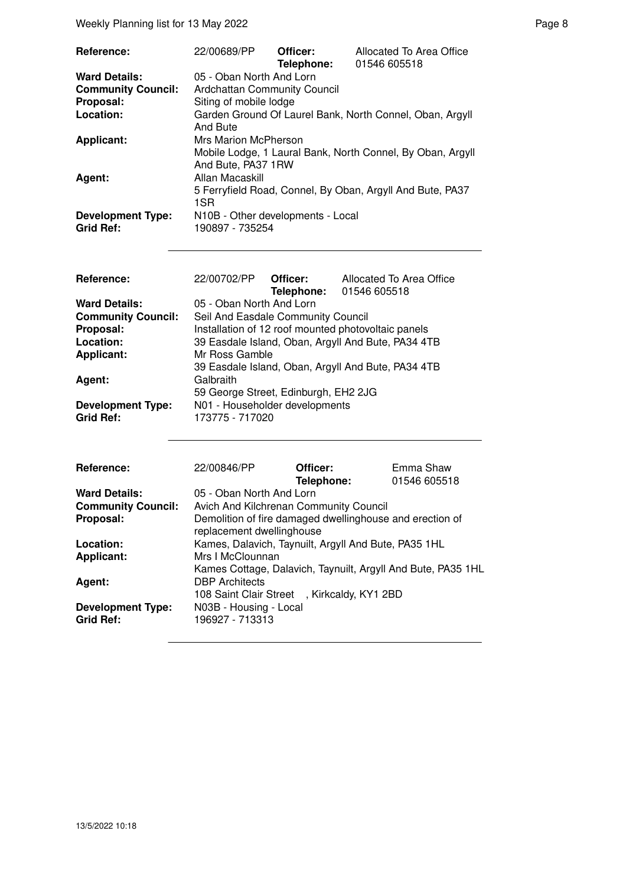| | | | |
|---|---|---|---|
| **Reference:** | 22/00689/PP | **Officer:** **Telephone:** | Allocated To Area Office 01546 605518 |
| **Ward Details:** | 05 - Oban North And Lorn | | |
| **Community Council:** | Ardchattan Community Council | | |
| **Proposal:** | Siting of mobile lodge | | |
| **Location:** | Garden Ground Of Laurel Bank, North Connel, Oban, Argyll And Bute | | |
| **Applicant:** | Mrs Marion McPherson Mobile Lodge, 1 Laural Bank, North Connel, By Oban, Argyll And Bute, PA37 1RW | | |
| **Agent:** | Allan Macaskill 5 Ferryfield Road, Connel, By Oban, Argyll And Bute, PA37 1SR | | |
| **Development Type:** | N10B - Other developments - Local | | |
| **Grid Ref:** | 190897 - 735254 | | |

| | | | |
|---|---|---|---|
| **Reference:** | 22/00702/PP | **Officer:** **Telephone:** | Allocated To Area Office 01546 605518 |
| **Ward Details:** | 05 - Oban North And Lorn | | |
| **Community Council:** | Seil And Easdale Community Council | | |
| **Proposal:** | Installation of 12 roof mounted photovoltaic panels | | |
| **Location:** | 39 Easdale Island, Oban, Argyll And Bute, PA34 4TB | | |
| **Applicant:** | Mr Ross Gamble 39 Easdale Island, Oban, Argyll And Bute, PA34 4TB | | |
| **Agent:** | Galbraith 59 George Street, Edinburgh, EH2 2JG | | |
| **Development Type:** | N01 - Householder developments | | |
| **Grid Ref:** | 173775 - 717020 | | |

| | | | |
|---|---|---|---|
| **Reference:** | 22/00846/PP | **Officer:** **Telephone:** | Emma Shaw 01546 605518 |
| **Ward Details:** | 05 - Oban North And Lorn | | |
| **Community Council:** | Avich And Kilchrenan Community Council | | |
| **Proposal:** | Demolition of fire damaged dwellinghouse and erection of replacement dwellinghouse | | |
| **Location:** | Kames, Dalavich, Taynuilt, Argyll And Bute, PA35 1HL | | |
| **Applicant:** | Mrs I McClounnan Kames Cottage, Dalavich, Taynuilt, Argyll And Bute, PA35 1HL | | |
| **Agent:** | DBP Architects 108 Saint Clair Street , Kirkcaldy, KY1 2BD | | |
| **Development Type:** | N03B - Housing - Local | | |
| **Grid Ref:** | 196927 - 713313 | | |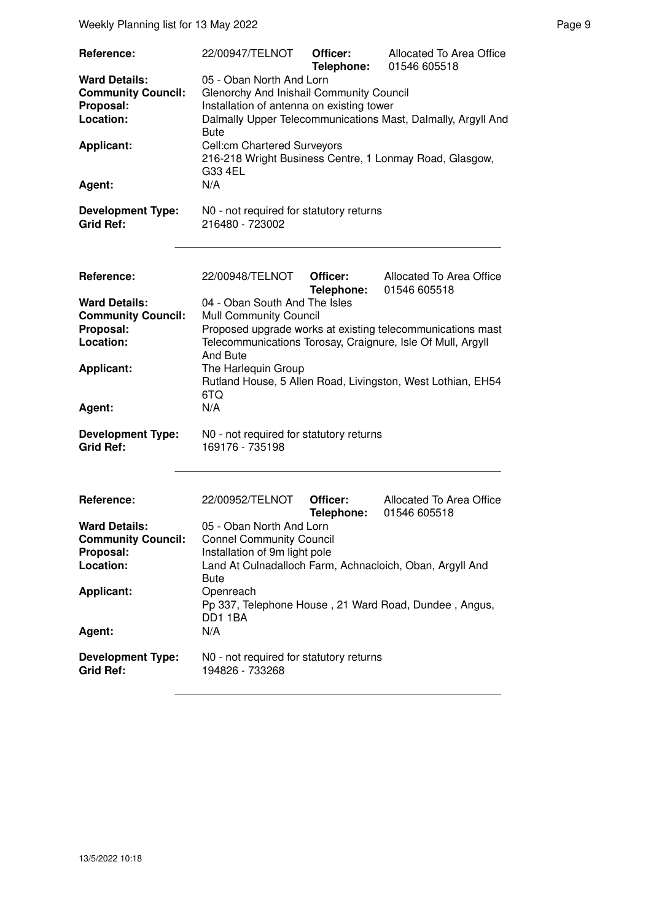| | | | |
|---|---|---|---|
| **Reference:** | 22/00947/TELNOT | **Officer:** **Telephone:** | Allocated To Area Office 01546 605518 |
| **Ward Details:** | 05 - Oban North And Lorn | | |
| **Community Council:** | Glenorchy And Inishail Community Council | | |
| **Proposal:** | Installation of antenna on existing tower | | |
| **Location:** | Dalmally Upper Telecommunications Mast, Dalmally, Argyll And Bute | | |
| **Applicant:** | Cell:cm Chartered Surveyors 216-218 Wright Business Centre, 1 Lonmay Road, Glasgow, G33 4EL | | |
| **Agent:** | N/A | | |
| **Development Type:** | N0 - not required for statutory returns | | |
| **Grid Ref:** | 216480 - 723002 | | |

| | | | |
|---|---|---|---|
| **Reference:** | 22/00948/TELNOT | **Officer:** **Telephone:** | Allocated To Area Office 01546 605518 |
| **Ward Details:** | 04 - Oban South And The Isles | | |
| **Community Council:** | Mull Community Council | | |
| **Proposal:** | Proposed upgrade works at existing telecommunications mast | | |
| **Location:** | Telecommunications Torosay, Craignure, Isle Of Mull, Argyll And Bute | | |
| **Applicant:** | The Harlequin Group Rutland House, 5 Allen Road, Livingston, West Lothian, EH54 6TQ | | |
| **Agent:** | N/A | | |
| **Development Type:** | N0 - not required for statutory returns | | |
| **Grid Ref:** | 169176 - 735198 | | |

| | | | |
|---|---|---|---|
| **Reference:** | 22/00952/TELNOT | **Officer:** **Telephone:** | Allocated To Area Office 01546 605518 |
| **Ward Details:** | 05 - Oban North And Lorn | | |
| **Community Council:** | Connel Community Council | | |
| **Proposal:** | Installation of 9m light pole | | |
| **Location:** | Land At Culnadalloch Farm, Achnacloich, Oban, Argyll And Bute | | |
| **Applicant:** | Openreach Pp 337, Telephone House , 21 Ward Road, Dundee , Angus, DD1 1BA | | |
| **Agent:** | N/A | | |
| **Development Type:** | N0 - not required for statutory returns | | |
| **Grid Ref:** | 194826 - 733268 | | |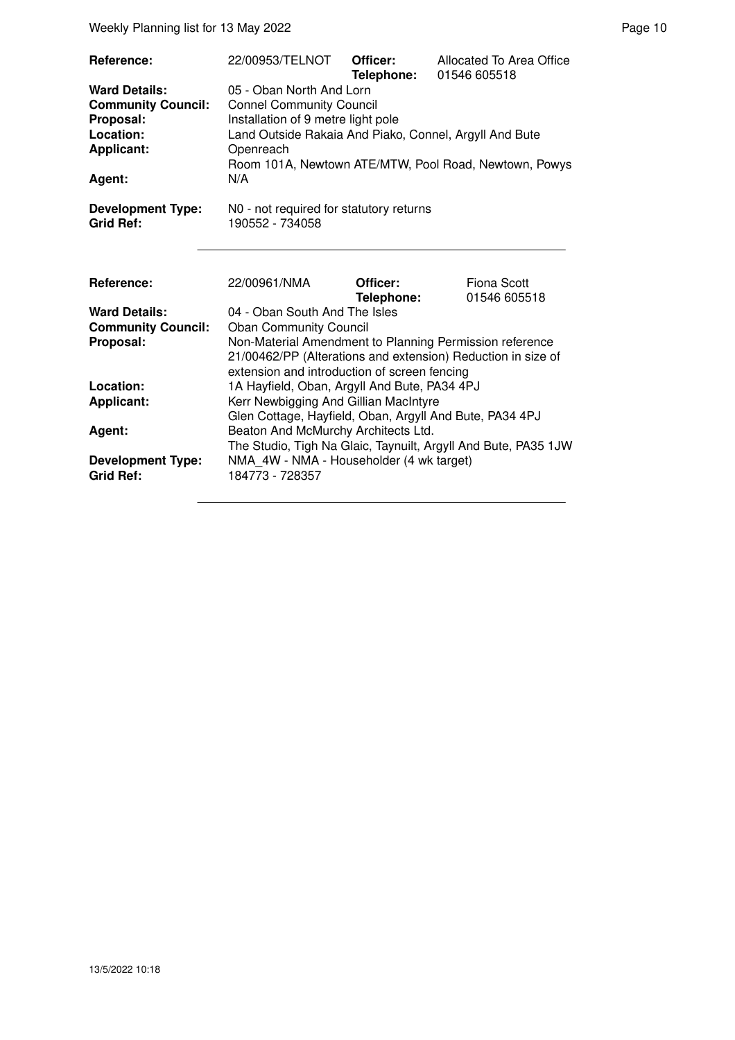| | | | |
|---|---|---|---|
| **Reference:** | 22/00953/TELNOT | **Officer:** **Telephone:** | Allocated To Area Office 01546 605518 |
| **Ward Details:** | 05 - Oban North And Lorn | | |
| **Community Council:** | Connel Community Council | | |
| **Proposal:** | Installation of 9 metre light pole | | |
| **Location:** | Land Outside Rakaia And Piako, Connel, Argyll And Bute | | |
| **Applicant:** | Openreach Room 101A, Newtown ATE/MTW, Pool Road, Newtown, Powys | | |
| **Agent:** | N/A | | |
| **Development Type:** | N0 - not required for statutory returns | | |
| **Grid Ref:** | 190552 - 734058 | | |

| | | | |
|---|---|---|---|
| **Reference:** | 22/00961/NMA | **Officer:** **Telephone:** | Fiona Scott 01546 605518 |
| **Ward Details:** | 04 - Oban South And The Isles | | |
| **Community Council:** | Oban Community Council | | |
| **Proposal:** | Non-Material Amendment to Planning Permission reference 21/00462/PP (Alterations and extension) Reduction in size of extension and introduction of screen fencing | | |
| **Location:** | 1A Hayfield, Oban, Argyll And Bute, PA34 4PJ | | |
| **Applicant:** | Kerr Newbigging And Gillian MacIntyre Glen Cottage, Hayfield, Oban, Argyll And Bute, PA34 4PJ | | |
| **Agent:** | Beaton And McMurchy Architects Ltd. The Studio, Tigh Na Glaic, Taynuilt, Argyll And Bute, PA35 1JW | | |
| **Development Type:** | NMA_4W - NMA - Householder (4 wk target) | | |
| **Grid Ref:** | 184773 - 728357 | | |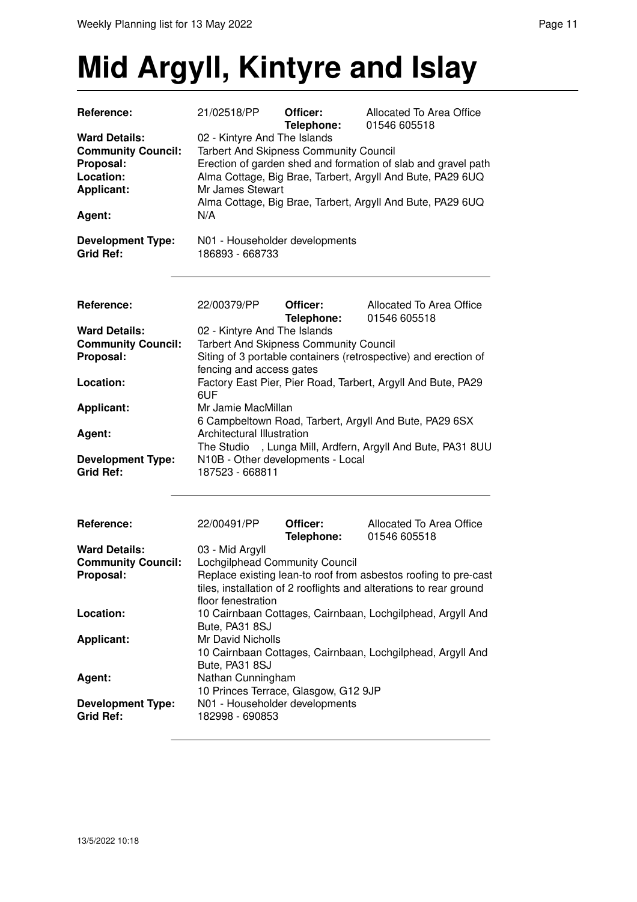# Mid Argyll, Kintyre and Islay

| | | | |
|---|---|---|---|
| **Reference:** | 21/02518/PP | **Officer:** **Telephone:** | Allocated To Area Office 01546 605518 |
| **Ward Details:** | 02 - Kintyre And The Islands | | |
| **Community Council:** | Tarbert And Skipness Community Council | | |
| **Proposal:** | Erection of garden shed and formation of slab and gravel path | | |
| **Location:** | Alma Cottage, Big Brae, Tarbert, Argyll And Bute, PA29 6UQ | | |
| **Applicant:** | Mr James Stewart Alma Cottage, Big Brae, Tarbert, Argyll And Bute, PA29 6UQ | | |
| **Agent:** | N/A | | |
| **Development Type:** | N01 - Householder developments | | |
| **Grid Ref:** | 186893 - 668733 | | |

| | | | |
|---|---|---|---|
| **Reference:** | 22/00379/PP | **Officer:** **Telephone:** | Allocated To Area Office 01546 605518 |
| **Ward Details:** | 02 - Kintyre And The Islands | | |
| **Community Council:** | Tarbert And Skipness Community Council | | |
| **Proposal:** | Siting of 3 portable containers (retrospective) and erection of fencing and access gates | | |
| **Location:** | Factory East Pier, Pier Road, Tarbert, Argyll And Bute, PA29 6UF | | |
| **Applicant:** | Mr Jamie MacMillan 6 Campbeltown Road, Tarbert, Argyll And Bute, PA29 6SX | | |
| **Agent:** | Architectural Illustration The Studio , Lunga Mill, Ardfern, Argyll And Bute, PA31 8UU | | |
| **Development Type:** | N10B - Other developments - Local | | |
| **Grid Ref:** | 187523 - 668811 | | |

| | | | |
|---|---|---|---|
| **Reference:** | 22/00491/PP | **Officer:** **Telephone:** | Allocated To Area Office 01546 605518 |
| **Ward Details:** | 03 - Mid Argyll | | |
| **Community Council:** | Lochgilphead Community Council | | |
| **Proposal:** | Replace existing lean-to roof from asbestos roofing to pre-cast tiles, installation of 2 rooflights and alterations to rear ground floor fenestration | | |
| **Location:** | 10 Cairnbaan Cottages, Cairnbaan, Lochgilphead, Argyll And Bute, PA31 8SJ | | |
| **Applicant:** | Mr David Nicholls 10 Cairnbaan Cottages, Cairnbaan, Lochgilphead, Argyll And Bute, PA31 8SJ | | |
| **Agent:** | Nathan Cunningham 10 Princes Terrace, Glasgow, G12 9JP | | |
| **Development Type:** | N01 - Householder developments | | |
| **Grid Ref:** | 182998 - 690853 | | |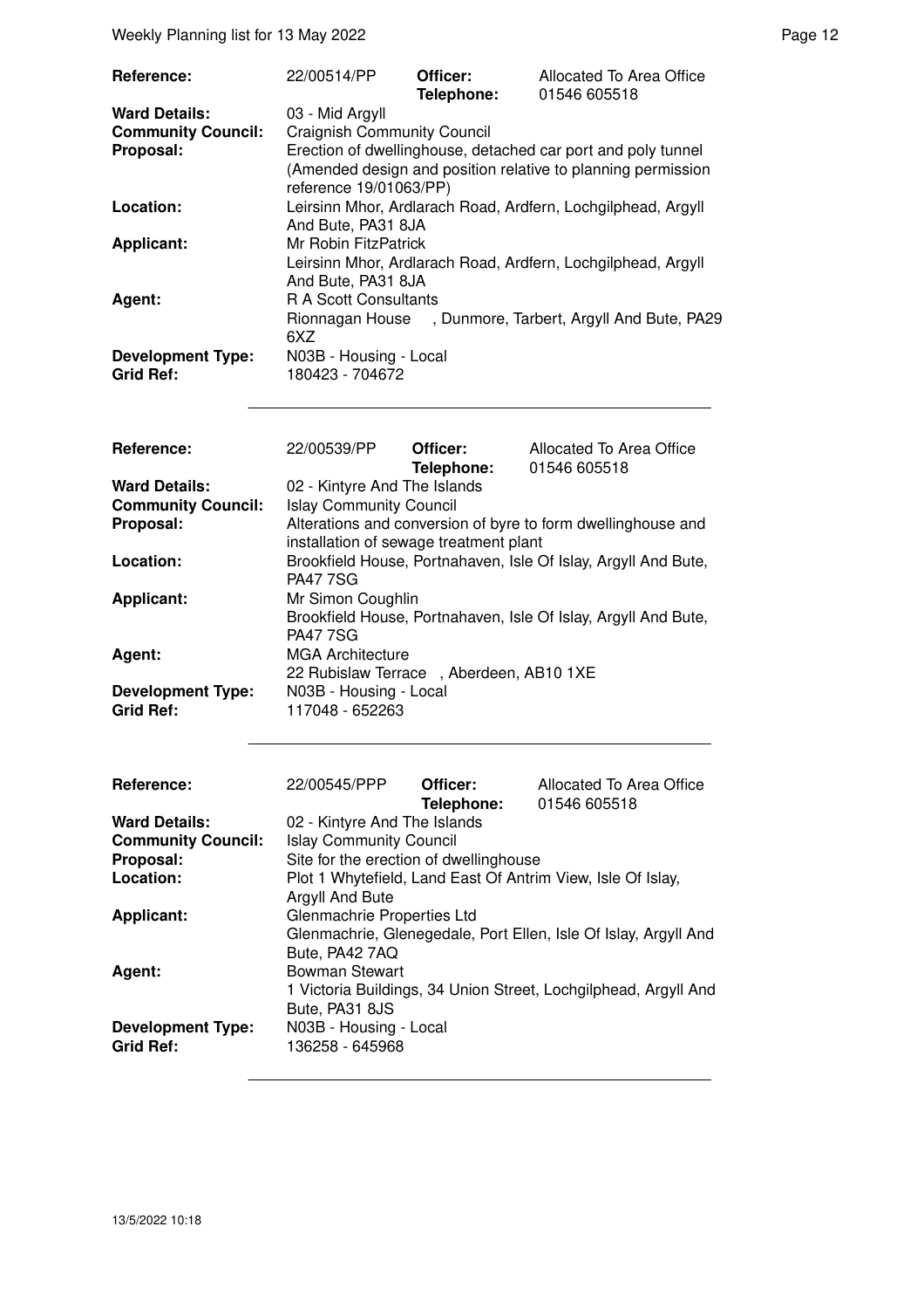| Reference: | 22/00514/PP | Officer: Telephone: | Allocated To Area Office 01546 605518 |
|---|---|---|---|
| **Ward Details:** | 03 - Mid Argyll | | |
| **Community Council:** | Craignish Community Council | | |
| **Proposal:** | Erection of dwellinghouse, detached car port and poly tunnel (Amended design and position relative to planning permission reference 19/01063/PP) | | |
| **Location:** | Leirsinn Mhor, Ardlarach Road, Ardfern, Lochgilphead, Argyll And Bute, PA31 8JA | | |
| **Applicant:** | Mr Robin FitzPatrick<br>Leirsinn Mhor, Ardlarach Road, Ardfern, Lochgilphead, Argyll And Bute, PA31 8JA | | |
| **Agent:** | R A Scott Consultants<br>Rionnagan House , Dunmore, Tarbert, Argyll And Bute, PA29 6XZ | | |
| **Development Type:** | N03B - Housing - Local | | |
| **Grid Ref:** | 180423 - 704672 | | |

| Reference: | 22/00539/PP | Officer: Telephone: | Allocated To Area Office 01546 605518 |
|---|---|---|---|
| **Ward Details:** | 02 - Kintyre And The Islands | | |
| **Community Council:** | Islay Community Council | | |
| **Proposal:** | Alterations and conversion of byre to form dwellinghouse and installation of sewage treatment plant | | |
| **Location:** | Brookfield House, Portnahaven, Isle Of Islay, Argyll And Bute, PA47 7SG | | |
| **Applicant:** | Mr Simon Coughlin<br>Brookfield House, Portnahaven, Isle Of Islay, Argyll And Bute, PA47 7SG | | |
| **Agent:** | MGA Architecture<br>22 Rubislaw Terrace , Aberdeen, AB10 1XE | | |
| **Development Type:** | N03B - Housing - Local | | |
| **Grid Ref:** | 117048 - 652263 | | |

| Reference: | 22/00545/PPP | Officer: Telephone: | Allocated To Area Office 01546 605518 |
|---|---|---|---|
| **Ward Details:** | 02 - Kintyre And The Islands | | |
| **Community Council:** | Islay Community Council | | |
| **Proposal:** | Site for the erection of dwellinghouse | | |
| **Location:** | Plot 1 Whytefield, Land East Of Antrim View, Isle Of Islay, Argyll And Bute | | |
| **Applicant:** | Glenmachrie Properties Ltd<br>Glenmachrie, Glenegedale, Port Ellen, Isle Of Islay, Argyll And Bute, PA42 7AQ | | |
| **Agent:** | Bowman Stewart<br>1 Victoria Buildings, 34 Union Street, Lochgilphead, Argyll And Bute, PA31 8JS | | |
| **Development Type:** | N03B - Housing - Local | | |
| **Grid Ref:** | 136258 - 645968 | | |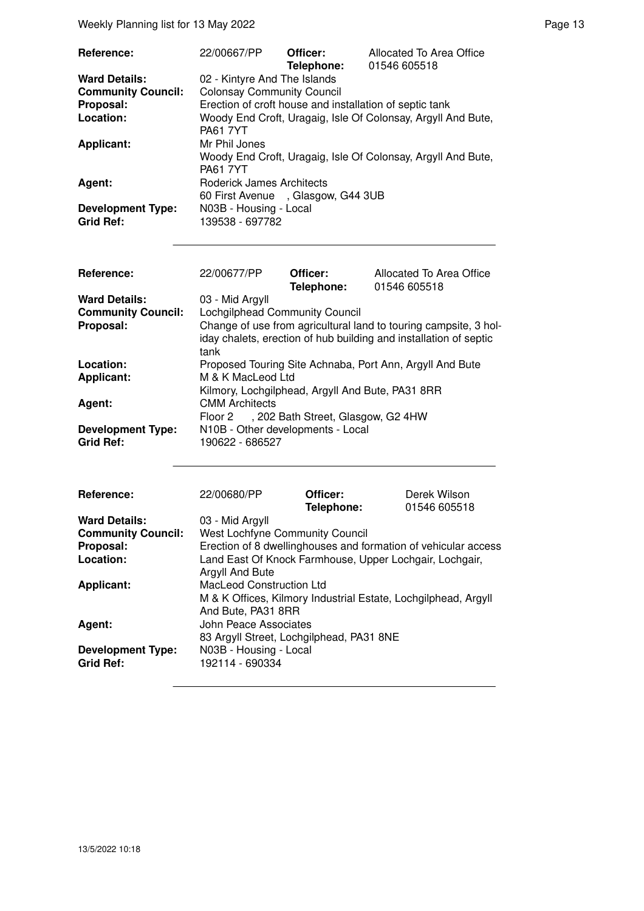| | | | |
|---|---|---|---|
| **Reference:** | 22/00667/PP | **Officer:** **Telephone:** | Allocated To Area Office 01546 605518 |
| **Ward Details:** | 02 - Kintyre And The Islands | | |
| **Community Council:** | Colonsay Community Council | | |
| **Proposal:** | Erection of croft house and installation of septic tank | | |
| **Location:** | Woody End Croft, Uragaig, Isle Of Colonsay, Argyll And Bute, PA61 7YT | | |
| **Applicant:** | Mr Phil Jones<br>Woody End Croft, Uragaig, Isle Of Colonsay, Argyll And Bute, PA61 7YT | | |
| **Agent:** | Roderick James Architects<br>60 First Avenue , Glasgow, G44 3UB | | |
| **Development Type:** | N03B - Housing - Local | | |
| **Grid Ref:** | 139538 - 697782 | | |

| | | | |
|---|---|---|---|
| **Reference:** | 22/00677/PP | **Officer:** **Telephone:** | Allocated To Area Office 01546 605518 |
| **Ward Details:** | 03 - Mid Argyll | | |
| **Community Council:** | Lochgilphead Community Council | | |
| **Proposal:** | Change of use from agricultural land to touring campsite, 3 holiday chalets, erection of hub building and installation of septic tank | | |
| **Location:** | Proposed Touring Site Achnaba, Port Ann, Argyll And Bute | | |
| **Applicant:** | M & K MacLeod Ltd<br>Kilmory, Lochgilphead, Argyll And Bute, PA31 8RR | | |
| **Agent:** | CMM Architects<br>Floor 2 , 202 Bath Street, Glasgow, G2 4HW | | |
| **Development Type:** | N10B - Other developments - Local | | |
| **Grid Ref:** | 190622 - 686527 | | |

| | | | |
|---|---|---|---|
| **Reference:** | 22/00680/PP | **Officer:** **Telephone:** | Derek Wilson 01546 605518 |
| **Ward Details:** | 03 - Mid Argyll | | |
| **Community Council:** | West Lochfyne Community Council | | |
| **Proposal:** | Erection of 8 dwellinghouses and formation of vehicular access | | |
| **Location:** | Land East Of Knock Farmhouse, Upper Lochgair, Lochgair, Argyll And Bute | | |
| **Applicant:** | MacLeod Construction Ltd<br>M & K Offices, Kilmory Industrial Estate, Lochgilphead, Argyll And Bute, PA31 8RR | | |
| **Agent:** | John Peace Associates<br>83 Argyll Street, Lochgilphead, PA31 8NE | | |
| **Development Type:** | N03B - Housing - Local | | |
| **Grid Ref:** | 192114 - 690334 | | |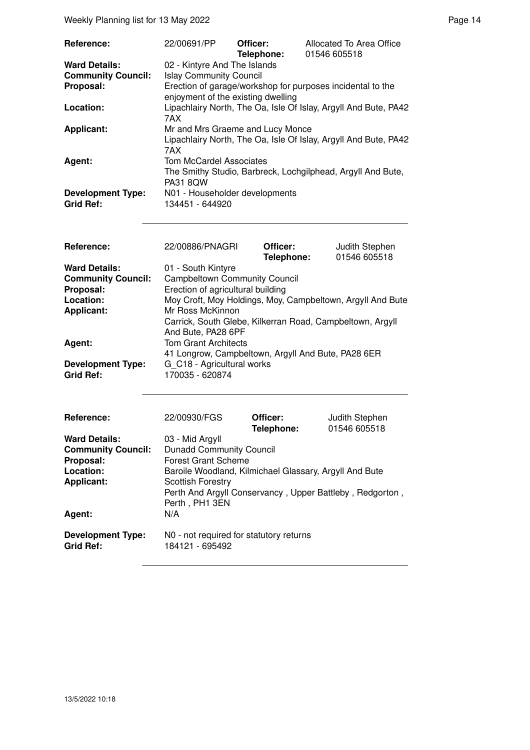| | | | |
|---|---|---|---|
| **Reference:** | 22/00691/PP | **Officer:** **Telephone:** | Allocated To Area Office 01546 605518 |
| **Ward Details:** | 02 - Kintyre And The Islands | | |
| **Community Council:** | Islay Community Council | | |
| **Proposal:** | Erection of garage/workshop for purposes incidental to the enjoyment of the existing dwelling | | |
| **Location:** | Lipachlairy North, The Oa, Isle Of Islay, Argyll And Bute, PA42 7AX | | |
| **Applicant:** | Mr and Mrs Graeme and Lucy Monce<br>Lipachlairy North, The Oa, Isle Of Islay, Argyll And Bute, PA42 7AX | | |
| **Agent:** | Tom McCardel Associates<br>The Smithy Studio, Barbreck, Lochgilphead, Argyll And Bute, PA31 8QW | | |
| **Development Type:** | N01 - Householder developments | | |
| **Grid Ref:** | 134451 - 644920 | | |

| | | | |
|---|---|---|---|
| **Reference:** | 22/00886/PNAGRI | **Officer:** **Telephone:** | Judith Stephen 01546 605518 |
| **Ward Details:** | 01 - South Kintyre | | |
| **Community Council:** | Campbeltown Community Council | | |
| **Proposal:** | Erection of agricultural building | | |
| **Location:** | Moy Croft, Moy Holdings, Moy, Campbeltown, Argyll And Bute | | |
| **Applicant:** | Mr Ross McKinnon<br>Carrick, South Glebe, Kilkerran Road, Campbeltown, Argyll And Bute, PA28 6PF | | |
| **Agent:** | Tom Grant Architects<br>41 Longrow, Campbeltown, Argyll And Bute, PA28 6ER | | |
| **Development Type:** | G_C18 - Agricultural works | | |
| **Grid Ref:** | 170035 - 620874 | | |

| | | | |
|---|---|---|---|
| **Reference:** | 22/00930/FGS | **Officer:** **Telephone:** | Judith Stephen 01546 605518 |
| **Ward Details:** | 03 - Mid Argyll | | |
| **Community Council:** | Dunadd Community Council | | |
| **Proposal:** | Forest Grant Scheme | | |
| **Location:** | Baroile Woodland, Kilmichael Glassary, Argyll And Bute | | |
| **Applicant:** | Scottish Forestry<br>Perth And Argyll Conservancy , Upper Battleby , Redgorton , Perth , PH1 3EN | | |
| **Agent:** | N/A | | |
| **Development Type:** | N0 - not required for statutory returns | | |
| **Grid Ref:** | 184121 - 695492 | | |

13/5/2022 10:18